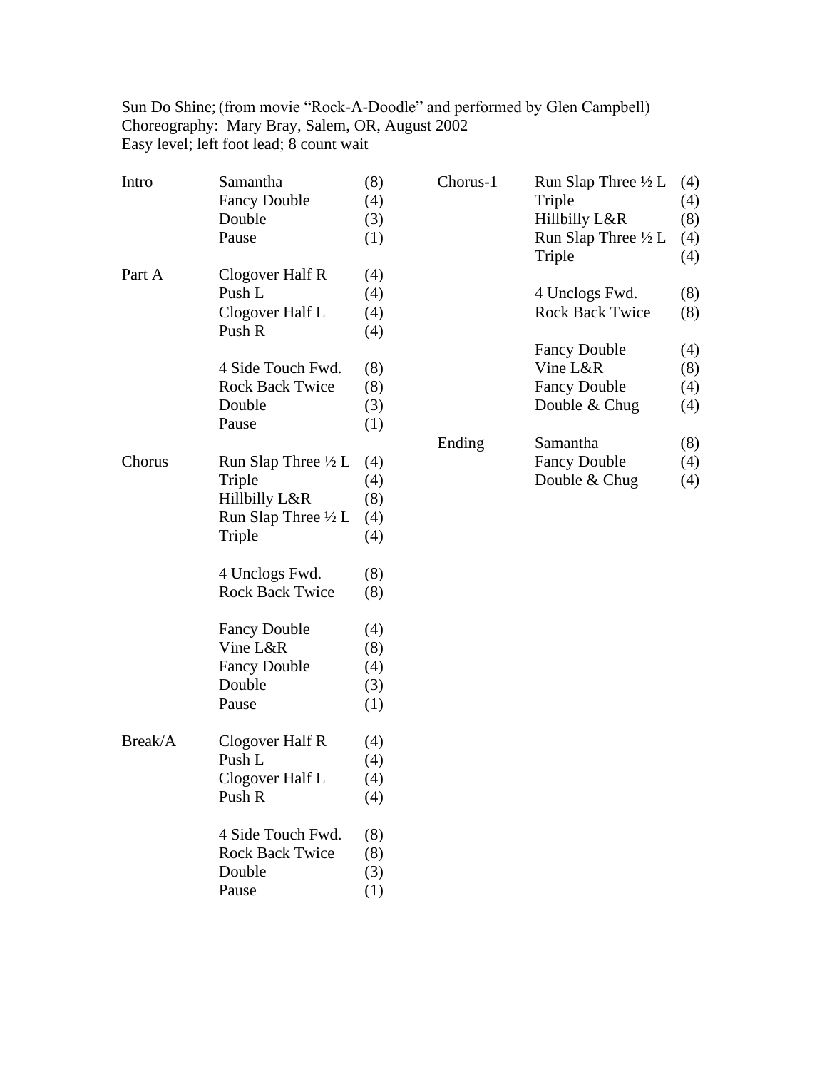Sun Do Shine; (from movie "Rock-A-Doodle" and performed by Glen Campbell)
Choreography: Mary Bray, Salem, OR, August 2002
Easy level; left foot lead; 8 count wait

| Section | Step | Counts |
|---|---|---|
| Intro | Samantha | (8) |
| | Fancy Double | (4) |
| | Double | (3) |
| | Pause | (1) |
| Part A | Clogover Half R | (4) |
| | Push L | (4) |
| | Clogover Half L | (4) |
| | Push R | (4) |
| | | |
| | 4 Side Touch Fwd. | (8) |
| | Rock Back Twice | (8) |
| | Double | (3) |
| | Pause | (1) |
| Chorus | Run Slap Three ½ L | (4) |
| | Triple | (4) |
| | Hillbilly L&R | (8) |
| | Run Slap Three ½ L | (4) |
| | Triple | (4) |
| | | |
| | 4 Unclogs Fwd. | (8) |
| | Rock Back Twice | (8) |
| | | |
| | Fancy Double | (4) |
| | Vine L&R | (8) |
| | Fancy Double | (4) |
| | Double | (3) |
| | Pause | (1) |
| Break/A | Clogover Half R | (4) |
| | Push L | (4) |
| | Clogover Half L | (4) |
| | Push R | (4) |
| | | |
| | 4 Side Touch Fwd. | (8) |
| | Rock Back Twice | (8) |
| | Double | (3) |
| | Pause | (1) |
| Chorus-1 | Run Slap Three ½ L | (4) |
| | Triple | (4) |
| | Hillbilly L&R | (8) |
| | Run Slap Three ½ L | (4) |
| | Triple | (4) |
| | | |
| | 4 Unclogs Fwd. | (8) |
| | Rock Back Twice | (8) |
| | | |
| | Fancy Double | (4) |
| | Vine L&R | (8) |
| | Fancy Double | (4) |
| | Double & Chug | (4) |
| Ending | Samantha | (8) |
| | Fancy Double | (4) |
| | Double & Chug | (4) |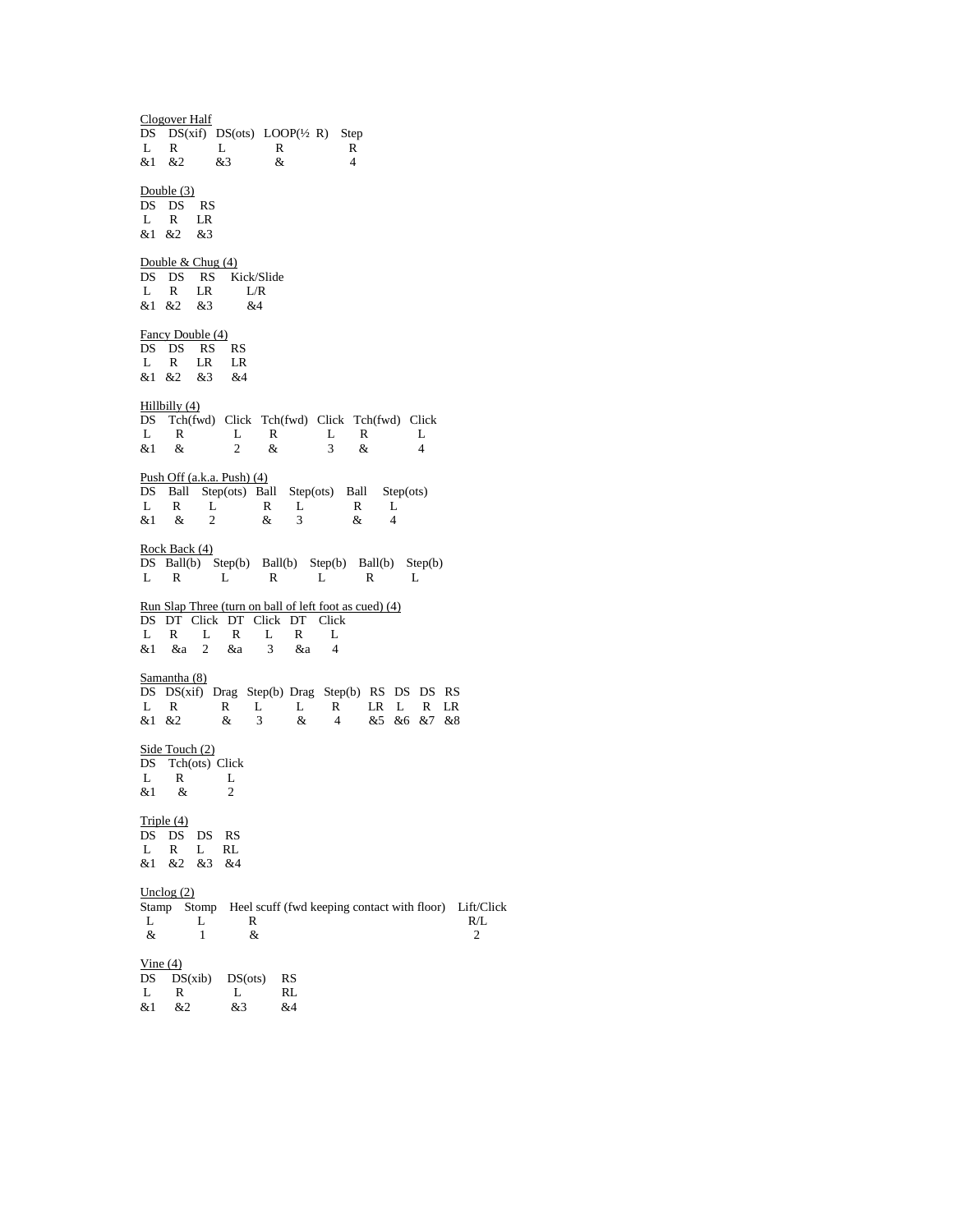Clogover Half

| | | | | |
|---|---|---|---|---|
| DS | DS(xif) | DS(ots) | LOOP(½ R) | Step |
| L | R | L | R | R |
| &1 | &2 | &3 | & | 4 |

Double (3)

| | | |
|---|---|---|
| DS | DS | RS |
| L | R | LR |
| &1 | &2 | &3 |

Double & Chug (4)

| | | | |
|---|---|---|---|
| DS | DS | RS | Kick/Slide |
| L | R | LR | L/R |
| &1 | &2 | &3 | &4 |

Fancy Double (4)

| | | | |
|---|---|---|---|
| DS | DS | RS | RS |
| L | R | LR | LR |
| &1 | &2 | &3 | &4 |

Hillbilly (4)

| | | | | | | |
|---|---|---|---|---|---|---|
| DS | Tch(fwd) | Click | Tch(fwd) | Click | Tch(fwd) | Click |
| L | R | L | R | L | R | L |
| &1 | & | 2 | & | 3 | & | 4 |

Push Off (a.k.a. Push) (4)

| | | | | | | |
|---|---|---|---|---|---|---|
| DS | Ball | Step(ots) | Ball | Step(ots) | Ball | Step(ots) |
| L | R | L | R | L | R | L |
| &1 | & | 2 | & | 3 | & | 4 |

Rock Back (4)

| | | | | | | |
|---|---|---|---|---|---|---|
| DS | Ball(b) | Step(b) | Ball(b) | Step(b) | Ball(b) | Step(b) |
| L | R | L | R | L | R | L |

Run Slap Three (turn on ball of left foot as cued) (4)

| | | | | | | |
|---|---|---|---|---|---|---|
| DS | DT | Click | DT | Click | DT | Click |
| L | R | L | R | L | R | L |
| &1 | &a | 2 | &a | 3 | &a | 4 |

Samantha (8)

| | | | | | | | | | |
|---|---|---|---|---|---|---|---|---|---|
| DS | DS(xif) | Drag | Step(b) | Drag | Step(b) | RS | DS | DS | RS |
| L | R | R | L | L | R | LR | L | R | LR |
| &1 | &2 | & | 3 | & | 4 | &5 | &6 | &7 | &8 |

Side Touch (2)

| | | |
|---|---|---|
| DS | Tch(ots) | Click |
| L | R | L |
| &1 | & | 2 |

Triple (4)

| | | | |
|---|---|---|---|
| DS | DS | DS | RS |
| L | R | L | RL |
| &1 | &2 | &3 | &4 |

Unclog (2)

| | | | |
|---|---|---|---|
| Stamp | Stomp | Heel scuff (fwd keeping contact with floor) | Lift/Click |
| L | L | R | R/L |
| & | 1 | & | 2 |

Vine (4)

| | | | |
|---|---|---|---|
| DS | DS(xib) | DS(ots) | RS |
| L | R | L | RL |
| &1 | &2 | &3 | &4 |